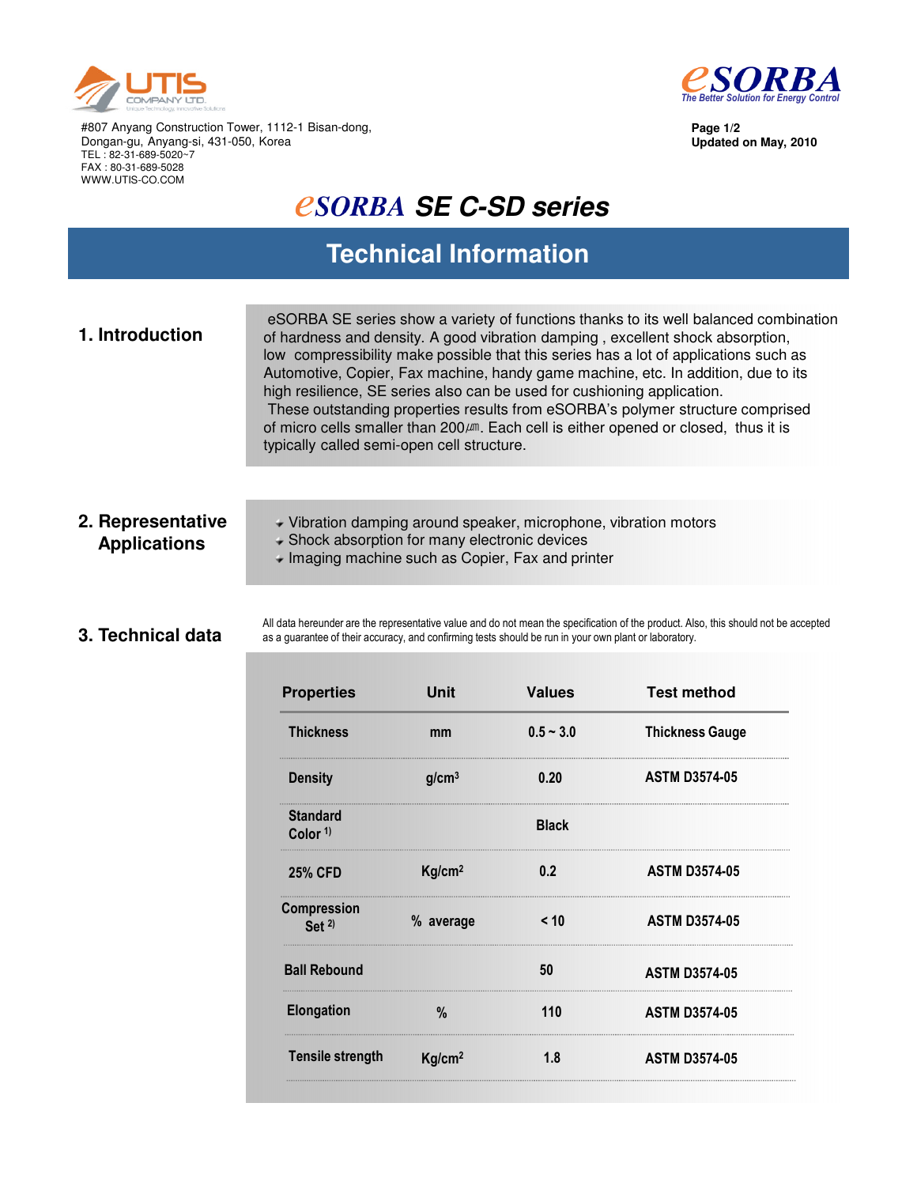UTIS COMPANY LTD.

#807 Anyang Construction Tower, 1112-1 Bisan-dong,
Dongan-gu, Anyang-si, 431-050, Korea
TEL : 82-31-689-5020~7
FAX : 80-31-689-5028
WWW.UTIS-CO.COM

eSORBA
The Better Solution for Energy Control

**Page 1/2**
**Updated on May, 2010**

# eSORBA SE C-SD series

## Technical Information

### 1. Introduction

eSORBA SE series show a variety of functions thanks to its well balanced combination of hardness and density. A good vibration damping , excellent shock absorption, low compressibility make possible that this series has a lot of applications such as Automotive, Copier, Fax machine, handy game machine, etc. In addition, due to its high resilience, SE series also can be used for cushioning application.

These outstanding properties results from eSORBA's polymer structure comprised of micro cells smaller than 200㎛. Each cell is either opened or closed, thus it is typically called semi-open cell structure.

### 2. Representative Applications

- Vibration damping around speaker, microphone, vibration motors
- Shock absorption for many electronic devices
- Imaging machine such as Copier, Fax and printer

### 3. Technical data

All data hereunder are the representative value and do not mean the specification of the product. Also, this should not be accepted as a guarantee of their accuracy, and confirming tests should be run in your own plant or laboratory.

| Properties | Unit | Values | Test method |
|---|---|---|---|
| Thickness | mm | 0.5 ~ 3.0 | Thickness Gauge |
| Density | g/cm³ | 0.20 | ASTM D3574-05 |
| Standard Color [1] | | Black | |
| 25% CFD | Kg/cm² | 0.2 | ASTM D3574-05 |
| Compression Set [2] | % average | < 10 | ASTM D3574-05 |
| Ball Rebound | | 50 | ASTM D3574-05 |
| Elongation | % | 110 | ASTM D3574-05 |
| Tensile strength | Kg/cm² | 1.8 | ASTM D3574-05 |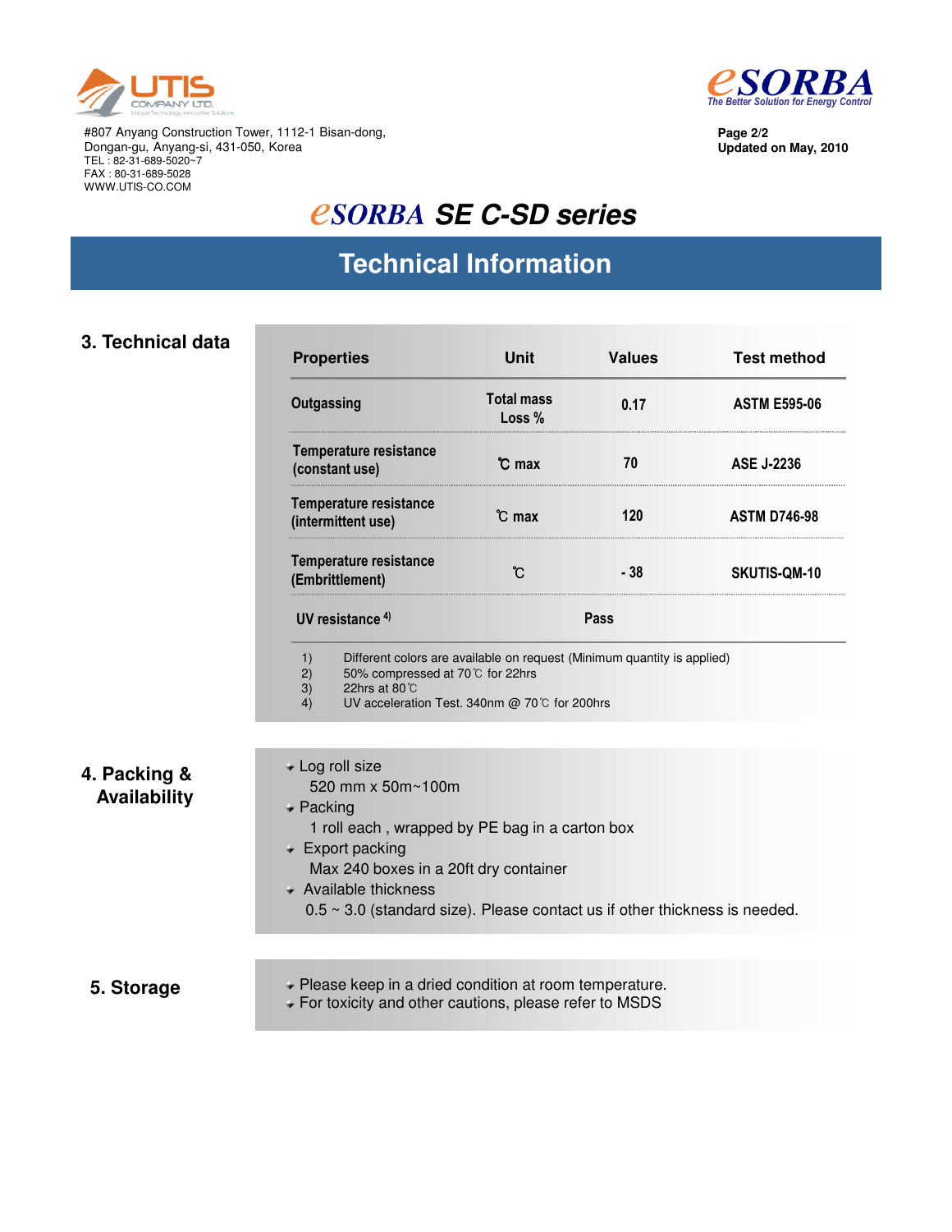#807 Anyang Construction Tower, 1112-1 Bisan-dong,
Dongan-gu, Anyang-si, 431-050, Korea
TEL : 82-31-689-5020~7
FAX : 80-31-689-5028
WWW.UTIS-CO.COM

Updated on May, 2010

# eSORBA SE C-SD series

## Technical Information

### 3. Technical data

| Properties | Unit | Values | Test method |
|---|---|---|---|
| Outgassing | Total mass Loss % | 0.17 | ASTM E595-06 |
| Temperature resistance (constant use) | ℃ max | 70 | ASE J-2236 |
| Temperature resistance (intermittent use) | ℃ max | 120 | ASTM D746-98 |
| Temperature resistance (Embrittlement) | ℃ | - 38 | SKUTIS-QM-10 |
| UV resistance [4] | | Pass | |

1) Different colors are available on request (Minimum quantity is applied)
2) 50% compressed at 70℃ for 22hrs
3) 22hrs at 80℃
4) UV acceleration Test. 340nm @ 70℃ for 200hrs

### 4. Packing & Availability

- Log roll size
  520 mm x 50m~100m
- Packing
  1 roll each , wrapped by PE bag in a carton box
- Export packing
  Max 240 boxes in a 20ft dry container
- Available thickness
  0.5 ~ 3.0 (standard size). Please contact us if other thickness is needed.

### 5. Storage

- Please keep in a dried condition at room temperature.
- For toxicity and other cautions, please refer to MSDS